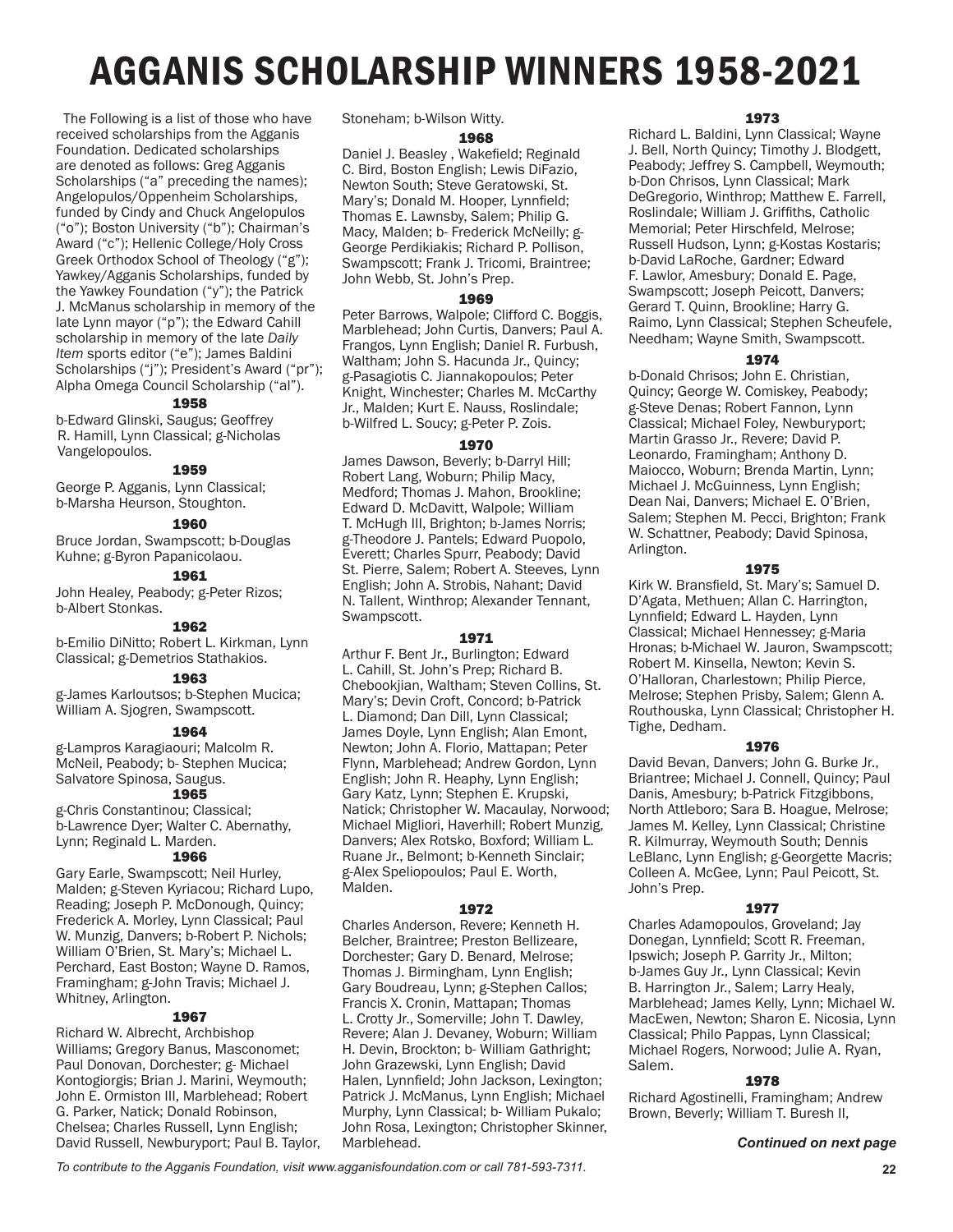# AGGANIS SCHOLARSHIP WINNERS 1958-2021

The Following is a list of those who have received scholarships from the Agganis Foundation. Dedicated scholarships are denoted as follows: Greg Agganis Scholarships ("a" preceding the names); Angelopulos/Oppenheim Scholarships, funded by Cindy and Chuck Angelopulos ("o"); Boston University ("b"); Chairman's Award ("c"); Hellenic College/Holy Cross Greek Orthodox School of Theology ("g"); Yawkey/Agganis Scholarships, funded by the Yawkey Foundation ("y"); the Patrick J. McManus scholarship in memory of the late Lynn mayor ("p"); the Edward Cahill scholarship in memory of the late *Daily Item* sports editor ("e"); James Baldini Scholarships ("j"); President's Award ("pr"); Alpha Omega Council Scholarship ("al").

### 1958

b-Edward Glinski, Saugus; Geoffrey R. Hamill, Lynn Classical; g-Nicholas Vangelopoulos.

### 1959

George P. Agganis, Lynn Classical; b-Marsha Heurson, Stoughton.

### 1960

Bruce Jordan, Swampscott; b-Douglas Kuhne; g-Byron Papanicolaou.

### 1961

John Healey, Peabody; g-Peter Rizos; b-Albert Stonkas.

### 1962

b-Emilio DiNitto; Robert L. Kirkman, Lynn Classical; g-Demetrios Stathakios.

### 1963

g-James Karloutsos; b-Stephen Mucica; William A. Sjogren, Swampscott.

### 1964

g-Lampros Karagiaouri; Malcolm R. McNeil, Peabody; b- Stephen Mucica; Salvatore Spinosa, Saugus.

### 1965

g-Chris Constantinou; Classical; b-Lawrence Dyer; Walter C. Abernathy, Lynn; Reginald L. Marden.

### 1966

Gary Earle, Swampscott; Neil Hurley, Malden; g-Steven Kyriacou; Richard Lupo, Reading; Joseph P. McDonough, Quincy; Frederick A. Morley, Lynn Classical; Paul W. Munzig, Danvers; b-Robert P. Nichols; William O'Brien, St. Mary's; Michael L. Perchard, East Boston; Wayne D. Ramos, Framingham; g-John Travis; Michael J. Whitney, Arlington.

### 1967

Richard W. Albrecht, Archbishop Williams; Gregory Banus, Masconomet; Paul Donovan, Dorchester; g- Michael Kontogiorgis; Brian J. Marini, Weymouth; John E. Ormiston III, Marblehead; Robert G. Parker, Natick; Donald Robinson, Chelsea; Charles Russell, Lynn English; David Russell, Newburyport; Paul B. Taylor, Stoneham; b-Wilson Witty.

### 1968

Daniel J. Beasley , Wakefield; Reginald C. Bird, Boston English; Lewis DiFazio, Newton South; Steve Geratowski, St. Mary's; Donald M. Hooper, Lynnfield; Thomas E. Lawnsby, Salem; Philip G. Macy, Malden; b- Frederick McNeilly; g-George Perdikiakis; Richard P. Pollison, Swampscott; Frank J. Tricomi, Braintree; John Webb, St. John's Prep.

### 1969

Peter Barrows, Walpole; Clifford C. Boggis, Marblehead; John Curtis, Danvers; Paul A. Frangos, Lynn English; Daniel R. Furbush, Waltham; John S. Hacunda Jr., Quincy; g-Pasagiotis C. Jiannakopoulos; Peter Knight, Winchester; Charles M. McCarthy Jr., Malden; Kurt E. Nauss, Roslindale; b-Wilfred L. Soucy; g-Peter P. Zois.

### 1970

James Dawson, Beverly; b-Darryl Hill; Robert Lang, Woburn; Philip Macy, Medford; Thomas J. Mahon, Brookline; Edward D. McDavitt, Walpole; William T. McHugh III, Brighton; b-James Norris; g-Theodore J. Pantels; Edward Puopolo, Everett; Charles Spurr, Peabody; David St. Pierre, Salem; Robert A. Steeves, Lynn English; John A. Strobis, Nahant; David N. Tallent, Winthrop; Alexander Tennant, Swampscott.

### 1971

Arthur F. Bent Jr., Burlington; Edward L. Cahill, St. John's Prep; Richard B. Chebookjian, Waltham; Steven Collins, St. Mary's; Devin Croft, Concord; b-Patrick L. Diamond; Dan Dill, Lynn Classical; James Doyle, Lynn English; Alan Emont, Newton; John A. Florio, Mattapan; Peter Flynn, Marblehead; Andrew Gordon, Lynn English; John R. Heaphy, Lynn English; Gary Katz, Lynn; Stephen E. Krupski, Natick; Christopher W. Macaulay, Norwood; Michael Migliori, Haverhill; Robert Munzig, Danvers; Alex Rotsko, Boxford; William L. Ruane Jr., Belmont; b-Kenneth Sinclair; g-Alex Speliopoulos; Paul E. Worth, Malden.

### 1972

Charles Anderson, Revere; Kenneth H. Belcher, Braintree; Preston Bellizeare, Dorchester; Gary D. Benard, Melrose; Thomas J. Birmingham, Lynn English; Gary Boudreau, Lynn; g-Stephen Callos; Francis X. Cronin, Mattapan; Thomas L. Crotty Jr., Somerville; John T. Dawley, Revere; Alan J. Devaney, Woburn; William H. Devin, Brockton; b- William Gathright; John Grazewski, Lynn English; David Halen, Lynnfield; John Jackson, Lexington; Patrick J. McManus, Lynn English; Michael Murphy, Lynn Classical; b- William Pukalo; John Rosa, Lexington; Christopher Skinner, Marblehead.

### 1973

Richard L. Baldini, Lynn Classical; Wayne J. Bell, North Quincy; Timothy J. Blodgett, Peabody; Jeffrey S. Campbell, Weymouth; b-Don Chrisos, Lynn Classical; Mark DeGregorio, Winthrop; Matthew E. Farrell, Roslindale; William J. Griffiths, Catholic Memorial; Peter Hirschfeld, Melrose; Russell Hudson, Lynn; g-Kostas Kostaris; b-David LaRoche, Gardner; Edward F. Lawlor, Amesbury; Donald E. Page, Swampscott; Joseph Peicott, Danvers; Gerard T. Quinn, Brookline; Harry G. Raimo, Lynn Classical; Stephen Scheufele, Needham; Wayne Smith, Swampscott.

### 1974

b-Donald Chrisos; John E. Christian, Quincy; George W. Comiskey, Peabody; g-Steve Denas; Robert Fannon, Lynn Classical; Michael Foley, Newburyport; Martin Grasso Jr., Revere; David P. Leonardo, Framingham; Anthony D. Maiocco, Woburn; Brenda Martin, Lynn; Michael J. McGuinness, Lynn English; Dean Nai, Danvers; Michael E. O'Brien, Salem; Stephen M. Pecci, Brighton; Frank W. Schattner, Peabody; David Spinosa, Arlington.

### 1975

Kirk W. Bransfield, St. Mary's; Samuel D. D'Agata, Methuen; Allan C. Harrington, Lynnfield; Edward L. Hayden, Lynn Classical; Michael Hennessey; g-Maria Hronas; b-Michael W. Jauron, Swampscott; Robert M. Kinsella, Newton; Kevin S. O'Halloran, Charlestown; Philip Pierce, Melrose; Stephen Prisby, Salem; Glenn A. Routhouska, Lynn Classical; Christopher H. Tighe, Dedham.

### 1976

David Bevan, Danvers; John G. Burke Jr., Briantree; Michael J. Connell, Quincy; Paul Danis, Amesbury; b-Patrick Fitzgibbons, North Attleboro; Sara B. Hoague, Melrose; James M. Kelley, Lynn Classical; Christine R. Kilmurray, Weymouth South; Dennis LeBlanc, Lynn English; g-Georgette Macris; Colleen A. McGee, Lynn; Paul Peicott, St. John's Prep.

### 1977

Charles Adamopoulos, Groveland; Jay Donegan, Lynnfield; Scott R. Freeman, Ipswich; Joseph P. Garrity Jr., Milton; b-James Guy Jr., Lynn Classical; Kevin B. Harrington Jr., Salem; Larry Healy, Marblehead; James Kelly, Lynn; Michael W. MacEwen, Newton; Sharon E. Nicosia, Lynn Classical; Philo Pappas, Lynn Classical; Michael Rogers, Norwood; Julie A. Ryan, Salem.

### 1978

Richard Agostinelli, Framingham; Andrew Brown, Beverly; William T. Buresh II,

***Continued on next page***

*To contribute to the Agganis Foundation, visit www.agganisfoundation.com or call 781-593-7311.*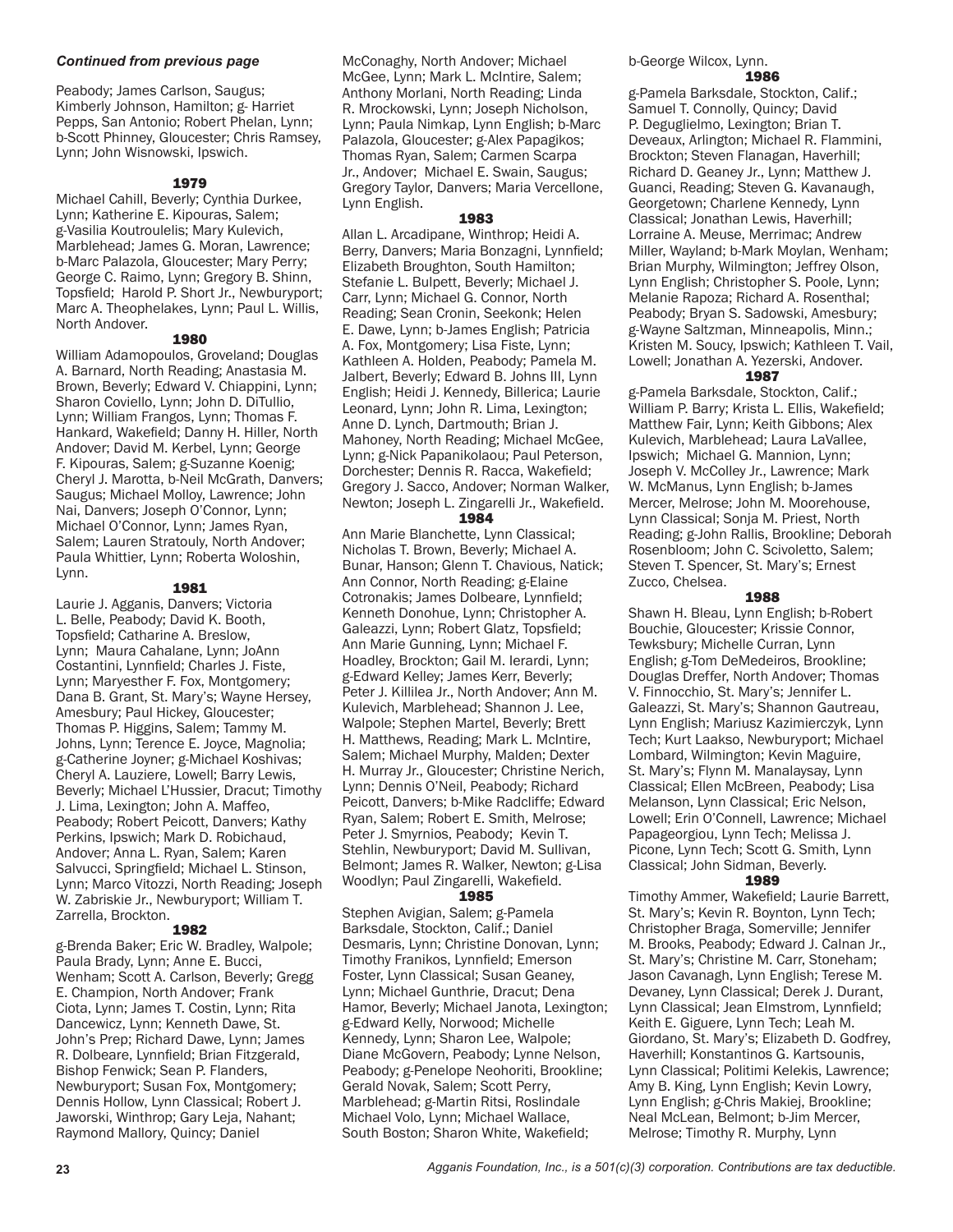*Continued from previous page*

Peabody; James Carlson, Saugus; Kimberly Johnson, Hamilton; g- Harriet Pepps, San Antonio; Robert Phelan, Lynn; b-Scott Phinney, Gloucester; Chris Ramsey, Lynn; John Wisnowski, Ipswich.

**1979**

Michael Cahill, Beverly; Cynthia Durkee, Lynn; Katherine E. Kipouras, Salem; g-Vasilia Koutroulelis; Mary Kulevich, Marblehead; James G. Moran, Lawrence; b-Marc Palazola, Gloucester; Mary Perry; George C. Raimo, Lynn; Gregory B. Shinn, Topsfield; Harold P. Short Jr., Newburyport; Marc A. Theophelakes, Lynn; Paul L. Willis, North Andover.

**1980**

William Adamopoulos, Groveland; Douglas A. Barnard, North Reading; Anastasia M. Brown, Beverly; Edward V. Chiappini, Lynn; Sharon Coviello, Lynn; John D. DiTullio, Lynn; William Frangos, Lynn; Thomas F. Hankard, Wakefield; Danny H. Hiller, North Andover; David M. Kerbel, Lynn; George F. Kipouras, Salem; g-Suzanne Koenig; Cheryl J. Marotta, b-Neil McGrath, Danvers; Saugus; Michael Molloy, Lawrence; John Nai, Danvers; Joseph O'Connor, Lynn; Michael O'Connor, Lynn; James Ryan, Salem; Lauren Stratouly, North Andover; Paula Whittier, Lynn; Roberta Woloshin, Lynn.

**1981**

Laurie J. Agganis, Danvers; Victoria L. Belle, Peabody; David K. Booth, Topsfield; Catharine A. Breslow, Lynn; Maura Cahalane, Lynn; JoAnn Costantini, Lynnfield; Charles J. Fiste, Lynn; Maryesther F. Fox, Montgomery; Dana B. Grant, St. Mary's; Wayne Hersey, Amesbury; Paul Hickey, Gloucester; Thomas P. Higgins, Salem; Tammy M. Johns, Lynn; Terence E. Joyce, Magnolia; g-Catherine Joyner; g-Michael Koshivas; Cheryl A. Lauziere, Lowell; Barry Lewis, Beverly; Michael L'Hussier, Dracut; Timothy J. Lima, Lexington; John A. Maffeo, Peabody; Robert Peicott, Danvers; Kathy Perkins, Ipswich; Mark D. Robichaud, Andover; Anna L. Ryan, Salem; Karen Salvucci, Springfield; Michael L. Stinson, Lynn; Marco Vitozzi, North Reading; Joseph W. Zabriskie Jr., Newburyport; William T. Zarrella, Brockton.

**1982**

g-Brenda Baker; Eric W. Bradley, Walpole; Paula Brady, Lynn; Anne E. Bucci, Wenham; Scott A. Carlson, Beverly; Gregg E. Champion, North Andover; Frank Ciota, Lynn; James T. Costin, Lynn; Rita Dancewicz, Lynn; Kenneth Dawe, St. John's Prep; Richard Dawe, Lynn; James R. Dolbeare, Lynnfield; Brian Fitzgerald, Bishop Fenwick; Sean P. Flanders, Newburyport; Susan Fox, Montgomery; Dennis Hollow, Lynn Classical; Robert J. Jaworski, Winthrop; Gary Leja, Nahant; Raymond Mallory, Quincy; Daniel McConaghy, North Andover; Michael McGee, Lynn; Mark L. McIntire, Salem; Anthony Morlani, North Reading; Linda R. Mrockowski, Lynn; Joseph Nicholson, Lynn; Paula Nimkap, Lynn English; b-Marc Palazola, Gloucester; g-Alex Papagikos; Thomas Ryan, Salem; Carmen Scarpa Jr., Andover; Michael E. Swain, Saugus; Gregory Taylor, Danvers; Maria Vercellone, Lynn English.

**1983**

Allan L. Arcadipane, Winthrop; Heidi A. Berry, Danvers; Maria Bonzagni, Lynnfield; Elizabeth Broughton, South Hamilton; Stefanie L. Bulpett, Beverly; Michael J. Carr, Lynn; Michael G. Connor, North Reading; Sean Cronin, Seekonk; Helen E. Dawe, Lynn; b-James English; Patricia A. Fox, Montgomery; Lisa Fiste, Lynn; Kathleen A. Holden, Peabody; Pamela M. Jalbert, Beverly; Edward B. Johns III, Lynn English; Heidi J. Kennedy, Billerica; Laurie Leonard, Lynn; John R. Lima, Lexington; Anne D. Lynch, Dartmouth; Brian J. Mahoney, North Reading; Michael McGee, Lynn; g-Nick Papanikolaou; Paul Peterson, Dorchester; Dennis R. Racca, Wakefield; Gregory J. Sacco, Andover; Norman Walker, Newton; Joseph L. Zingarelli Jr., Wakefield.

**1984**

Ann Marie Blanchette, Lynn Classical; Nicholas T. Brown, Beverly; Michael A. Bunar, Hanson; Glenn T. Chavious, Natick; Ann Connor, North Reading; g-Elaine Cotronakis; James Dolbeare, Lynnfield; Kenneth Donohue, Lynn; Christopher A. Galeazzi, Lynn; Robert Glatz, Topsfield; Ann Marie Gunning, Lynn; Michael F. Hoadley, Brockton; Gail M. Ierardi, Lynn; g-Edward Kelley; James Kerr, Beverly; Peter J. Killilea Jr., North Andover; Ann M. Kulevich, Marblehead; Shannon J. Lee, Walpole; Stephen Martel, Beverly; Brett H. Matthews, Reading; Mark L. McIntire, Salem; Michael Murphy, Malden; Dexter H. Murray Jr., Gloucester; Christine Nerich, Lynn; Dennis O'Neil, Peabody; Richard Peicott, Danvers; b-Mike Radcliffe; Edward Ryan, Salem; Robert E. Smith, Melrose; Peter J. Smyrnios, Peabody; Kevin T. Stehlin, Newburyport; David M. Sullivan, Belmont; James R. Walker, Newton; g-Lisa Woodlyn; Paul Zingarelli, Wakefield.

**1985**

Stephen Avigian, Salem; g-Pamela Barksdale, Stockton, Calif.; Daniel Desmaris, Lynn; Christine Donovan, Lynn; Timothy Franikos, Lynnfield; Emerson Foster, Lynn Classical; Susan Geaney, Lynn; Michael Gunthrie, Dracut; Dena Hamor, Beverly; Michael Janota, Lexington; g-Edward Kelly, Norwood; Michelle Kennedy, Lynn; Sharon Lee, Walpole; Diane McGovern, Peabody; Lynne Nelson, Peabody; g-Penelope Neohoriti, Brookline; Gerald Novak, Salem; Scott Perry, Marblehead; g-Martin Ritsi, Roslindale Michael Volo, Lynn; Michael Wallace, South Boston; Sharon White, Wakefield; b-George Wilcox, Lynn.

**1986**

g-Pamela Barksdale, Stockton, Calif.; Samuel T. Connolly, Quincy; David P. Deguglielmo, Lexington; Brian T. Deveaux, Arlington; Michael R. Flammini, Brockton; Steven Flanagan, Haverhill; Richard D. Geaney Jr., Lynn; Matthew J. Guanci, Reading; Steven G. Kavanaugh, Georgetown; Charlene Kennedy, Lynn Classical; Jonathan Lewis, Haverhill; Lorraine A. Meuse, Merrimac; Andrew Miller, Wayland; b-Mark Moylan, Wenham; Brian Murphy, Wilmington; Jeffrey Olson, Lynn English; Christopher S. Poole, Lynn; Melanie Rapoza; Richard A. Rosenthal; Peabody; Bryan S. Sadowski, Amesbury; g-Wayne Saltzman, Minneapolis, Minn.; Kristen M. Soucy, Ipswich; Kathleen T. Vail, Lowell; Jonathan A. Yezerski, Andover.

**1987**

g-Pamela Barksdale, Stockton, Calif.; William P. Barry; Krista L. Ellis, Wakefield; Matthew Fair, Lynn; Keith Gibbons; Alex Kulevich, Marblehead; Laura LaVallee, Ipswich; Michael G. Mannion, Lynn; Joseph V. McColley Jr., Lawrence; Mark W. McManus, Lynn English; b-James Mercer, Melrose; John M. Moorehouse, Lynn Classical; Sonja M. Priest, North Reading; g-John Rallis, Brookline; Deborah Rosenbloom; John C. Scivoletto, Salem; Steven T. Spencer, St. Mary's; Ernest Zucco, Chelsea.

**1988**

Shawn H. Bleau, Lynn English; b-Robert Bouchie, Gloucester; Krissie Connor, Tewksbury; Michelle Curran, Lynn English; g-Tom DeMedeiros, Brookline; Douglas Dreffer, North Andover; Thomas V. Finnocchio, St. Mary's; Jennifer L. Galeazzi, St. Mary's; Shannon Gautreau, Lynn English; Mariusz Kazimierczyk, Lynn Tech; Kurt Laakso, Newburyport; Michael Lombard, Wilmington; Kevin Maguire, St. Mary's; Flynn M. Manalaysay, Lynn Classical; Ellen McBreen, Peabody; Lisa Melanson, Lynn Classical; Eric Nelson, Lowell; Erin O'Connell, Lawrence; Michael Papageorgiou, Lynn Tech; Melissa J. Picone, Lynn Tech; Scott G. Smith, Lynn Classical; John Sidman, Beverly.

**1989**

Timothy Ammer, Wakefield; Laurie Barrett, St. Mary's; Kevin R. Boynton, Lynn Tech; Christopher Braga, Somerville; Jennifer M. Brooks, Peabody; Edward J. Calnan Jr., St. Mary's; Christine M. Carr, Stoneham; Jason Cavanagh, Lynn English; Terese M. Devaney, Lynn Classical; Derek J. Durant, Lynn Classical; Jean Elmstrom, Lynnfield; Keith E. Giguere, Lynn Tech; Leah M. Giordano, St. Mary's; Elizabeth D. Godfrey, Haverhill; Konstantinos G. Kartsounis, Lynn Classical; Politimi Kelekis, Lawrence; Amy B. King, Lynn English; Kevin Lowry, Lynn English; g-Chris Makiej, Brookline; Neal McLean, Belmont; b-Jim Mercer, Melrose; Timothy R. Murphy, Lynn

*Agganis Foundation, Inc., is a 501(c)(3) corporation. Contributions are tax deductible.*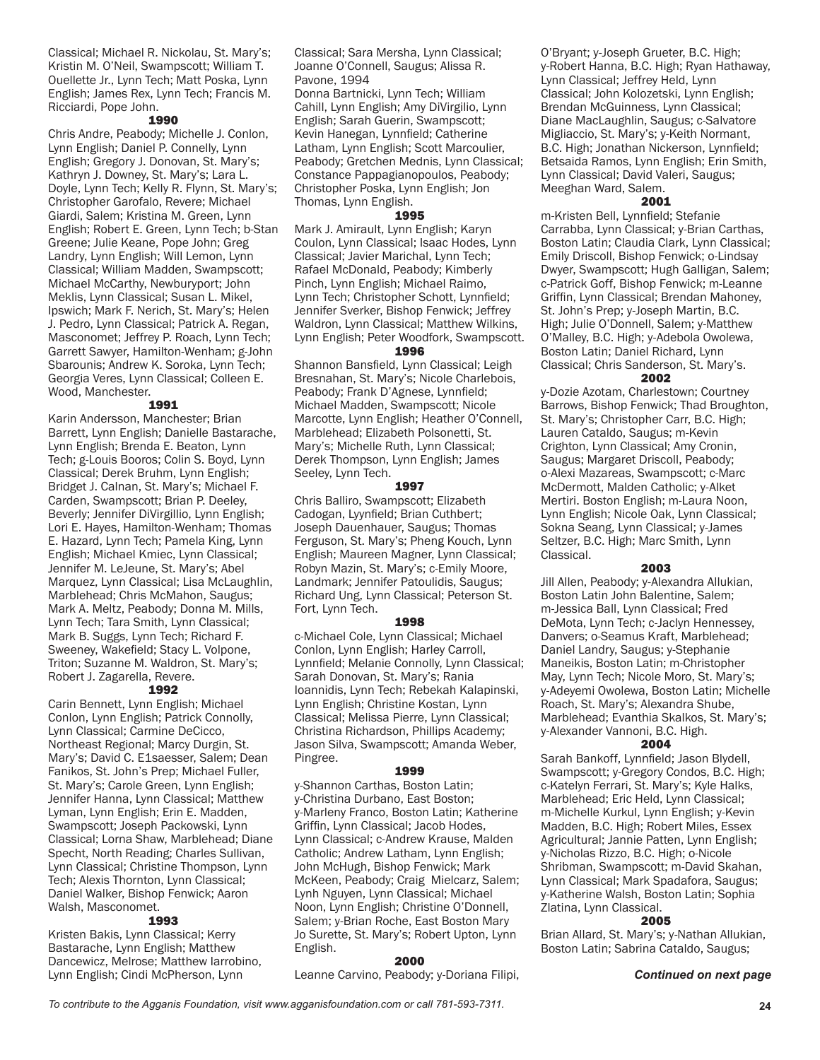Classical; Michael R. Nickolau, St. Mary's; Kristin M. O'Neil, Swampscott; William T. Ouellette Jr., Lynn Tech; Matt Poska, Lynn English; James Rex, Lynn Tech; Francis M. Ricciardi, Pope John.

### 1990

Chris Andre, Peabody; Michelle J. Conlon, Lynn English; Daniel P. Connelly, Lynn English; Gregory J. Donovan, St. Mary's; Kathryn J. Downey, St. Mary's; Lara L. Doyle, Lynn Tech; Kelly R. Flynn, St. Mary's; Christopher Garofalo, Revere; Michael Giardi, Salem; Kristina M. Green, Lynn English; Robert E. Green, Lynn Tech; b-Stan Greene; Julie Keane, Pope John; Greg Landry, Lynn English; Will Lemon, Lynn Classical; William Madden, Swampscott; Michael McCarthy, Newburyport; John Meklis, Lynn Classical; Susan L. Mikel, Ipswich; Mark F. Nerich, St. Mary's; Helen J. Pedro, Lynn Classical; Patrick A. Regan, Masconomet; Jeffrey P. Roach, Lynn Tech; Garrett Sawyer, Hamilton-Wenham; g-John Sbarounis; Andrew K. Soroka, Lynn Tech; Georgia Veres, Lynn Classical; Colleen E. Wood, Manchester.

### 1991

Karin Andersson, Manchester; Brian Barrett, Lynn English; Danielle Bastarache, Lynn English; Brenda E. Beaton, Lynn Tech; g-Louis Booros; Colin S. Boyd, Lynn Classical; Derek Bruhm, Lynn English; Bridget J. Calnan, St. Mary's; Michael F. Carden, Swampscott; Brian P. Deeley, Beverly; Jennifer DiVirgillio, Lynn English; Lori E. Hayes, Hamilton-Wenham; Thomas E. Hazard, Lynn Tech; Pamela King, Lynn English; Michael Kmiec, Lynn Classical; Jennifer M. LeJeune, St. Mary's; Abel Marquez, Lynn Classical; Lisa McLaughlin, Marblehead; Chris McMahon, Saugus; Mark A. Meltz, Peabody; Donna M. Mills, Lynn Tech; Tara Smith, Lynn Classical; Mark B. Suggs, Lynn Tech; Richard F. Sweeney, Wakefield; Stacy L. Volpone, Triton; Suzanne M. Waldron, St. Mary's; Robert J. Zagarella, Revere.

### 1992

Carin Bennett, Lynn English; Michael Conlon, Lynn English; Patrick Connolly, Lynn Classical; Carmine DeCicco, Northeast Regional; Marcy Durgin, St. Mary's; David C. E1saesser, Salem; Dean Fanikos, St. John's Prep; Michael Fuller, St. Mary's; Carole Green, Lynn English; Jennifer Hanna, Lynn Classical; Matthew Lyman, Lynn English; Erin E. Madden, Swampscott; Joseph Packowski, Lynn Classical; Lorna Shaw, Marblehead; Diane Specht, North Reading; Charles Sullivan, Lynn Classical; Christine Thompson, Lynn Tech; Alexis Thornton, Lynn Classical; Daniel Walker, Bishop Fenwick; Aaron Walsh, Masconomet.

### 1993

Kristen Bakis, Lynn Classical; Kerry Bastarache, Lynn English; Matthew Dancewicz, Melrose; Matthew Iarrobino, Lynn English; Cindi McPherson, Lynn Classical; Sara Mersha, Lynn Classical; Joanne O'Connell, Saugus; Alissa R. Pavone, 1994

Donna Bartnicki, Lynn Tech; William Cahill, Lynn English; Amy DiVirgilio, Lynn English; Sarah Guerin, Swampscott; Kevin Hanegan, Lynnfield; Catherine Latham, Lynn English; Scott Marcoulier, Peabody; Gretchen Mednis, Lynn Classical; Constance Pappagianopoulos, Peabody; Christopher Poska, Lynn English; Jon Thomas, Lynn English.

### 1995

Mark J. Amirault, Lynn English; Karyn Coulon, Lynn Classical; Isaac Hodes, Lynn Classical; Javier Marichal, Lynn Tech; Rafael McDonald, Peabody; Kimberly Pinch, Lynn English; Michael Raimo, Lynn Tech; Christopher Schott, Lynnfield; Jennifer Sverker, Bishop Fenwick; Jeffrey Waldron, Lynn Classical; Matthew Wilkins, Lynn English; Peter Woodfork, Swampscott.

### 1996

Shannon Bansfield, Lynn Classical; Leigh Bresnahan, St. Mary's; Nicole Charlebois, Peabody; Frank D'Agnese, Lynnfield; Michael Madden, Swampscott; Nicole Marcotte, Lynn English; Heather O'Connell, Marblehead; Elizabeth Polsonetti, St. Mary's; Michelle Ruth, Lynn Classical; Derek Thompson, Lynn English; James Seeley, Lynn Tech.

### 1997

Chris Balliro, Swampscott; Elizabeth Cadogan, Lyynfield; Brian Cuthbert; Joseph Dauenhauer, Saugus; Thomas Ferguson, St. Mary's; Pheng Kouch, Lynn English; Maureen Magner, Lynn Classical; Robyn Mazin, St. Mary's; c-Emily Moore, Landmark; Jennifer Patoulidis, Saugus; Richard Ung, Lynn Classical; Peterson St. Fort, Lynn Tech.

### 1998

c-Michael Cole, Lynn Classical; Michael Conlon, Lynn English; Harley Carroll, Lynnfield; Melanie Connolly, Lynn Classical; Sarah Donovan, St. Mary's; Rania Ioannidis, Lynn Tech; Rebekah Kalapinski, Lynn English; Christine Kostan, Lynn Classical; Melissa Pierre, Lynn Classical; Christina Richardson, Phillips Academy; Jason Silva, Swampscott; Amanda Weber, Pingree.

### 1999

y-Shannon Carthas, Boston Latin; y-Christina Durbano, East Boston; y-Marleny Franco, Boston Latin; Katherine Griffin, Lynn Classical; Jacob Hodes, Lynn Classical; c-Andrew Krause, Malden Catholic; Andrew Latham, Lynn English; John McHugh, Bishop Fenwick; Mark McKeen, Peabody; Craig Mielcarz, Salem; Lynh Nguyen, Lynn Classical; Michael Noon, Lynn English; Christine O'Donnell, Salem; y-Brian Roche, East Boston Mary Jo Surette, St. Mary's; Robert Upton, Lynn English.

### 2000

Leanne Carvino, Peabody; y-Doriana Filipi, O'Bryant; y-Joseph Grueter, B.C. High; y-Robert Hanna, B.C. High; Ryan Hathaway, Lynn Classical; Jeffrey Held, Lynn Classical; John Kolozetski, Lynn English; Brendan McGuinness, Lynn Classical; Diane MacLaughlin, Saugus; c-Salvatore Migliaccio, St. Mary's; y-Keith Normant, B.C. High; Jonathan Nickerson, Lynnfield; Betsaida Ramos, Lynn English; Erin Smith, Lynn Classical; David Valeri, Saugus; Meeghan Ward, Salem.

### 2001

m-Kristen Bell, Lynnfield; Stefanie Carrabba, Lynn Classical; y-Brian Carthas, Boston Latin; Claudia Clark, Lynn Classical; Emily Driscoll, Bishop Fenwick; o-Lindsay Dwyer, Swampscott; Hugh Galligan, Salem; c-Patrick Goff, Bishop Fenwick; m-Leanne Griffin, Lynn Classical; Brendan Mahoney, St. John's Prep; y-Joseph Martin, B.C. High; Julie O'Donnell, Salem; y-Matthew O'Malley, B.C. High; y-Adebola Owolewa, Boston Latin; Daniel Richard, Lynn Classical; Chris Sanderson, St. Mary's.

### 2002

y-Dozie Azotam, Charlestown; Courtney Barrows, Bishop Fenwick; Thad Broughton, St. Mary's; Christopher Carr, B.C. High; Lauren Cataldo, Saugus; m-Kevin Crighton, Lynn Classical; Amy Cronin, Saugus; Margaret Driscoll, Peabody; o-Alexi Mazareas, Swampscott; c-Marc McDermott, Malden Catholic; y-Alket Mertiri. Boston English; m-Laura Noon, Lynn English; Nicole Oak, Lynn Classical; Sokna Seang, Lynn Classical; y-James Seltzer, B.C. High; Marc Smith, Lynn Classical.

### 2003

Jill Allen, Peabody; y-Alexandra Allukian, Boston Latin John Balentine, Salem; m-Jessica Ball, Lynn Classical; Fred DeMota, Lynn Tech; c-Jaclyn Hennessey, Danvers; o-Seamus Kraft, Marblehead; Daniel Landry, Saugus; y-Stephanie Maneikis, Boston Latin; m-Christopher May, Lynn Tech; Nicole Moro, St. Mary's; y-Adeyemi Owolewa, Boston Latin; Michelle Roach, St. Mary's; Alexandra Shube, Marblehead; Evanthia Skalkos, St. Mary's; y-Alexander Vannoni, B.C. High.

### 2004

Sarah Bankoff, Lynnfield; Jason Blydell, Swampscott; y-Gregory Condos, B.C. High; c-Katelyn Ferrari, St. Mary's; Kyle Halks, Marblehead; Eric Held, Lynn Classical; m-Michelle Kurkul, Lynn English; y-Kevin Madden, B.C. High; Robert Miles, Essex Agricultural; Jannie Patten, Lynn English; y-Nicholas Rizzo, B.C. High; o-Nicole Shribman, Swampscott; m-David Skahan, Lynn Classical; Mark Spadafora, Saugus; y-Katherine Walsh, Boston Latin; Sophia Zlatina, Lynn Classical.

### 2005

Brian Allard, St. Mary's; y-Nathan Allukian, Boston Latin; Sabrina Cataldo, Saugus;

*Continued on next page*

*To contribute to the Agganis Foundation, visit www.agganisfoundation.com or call 781-593-7311.*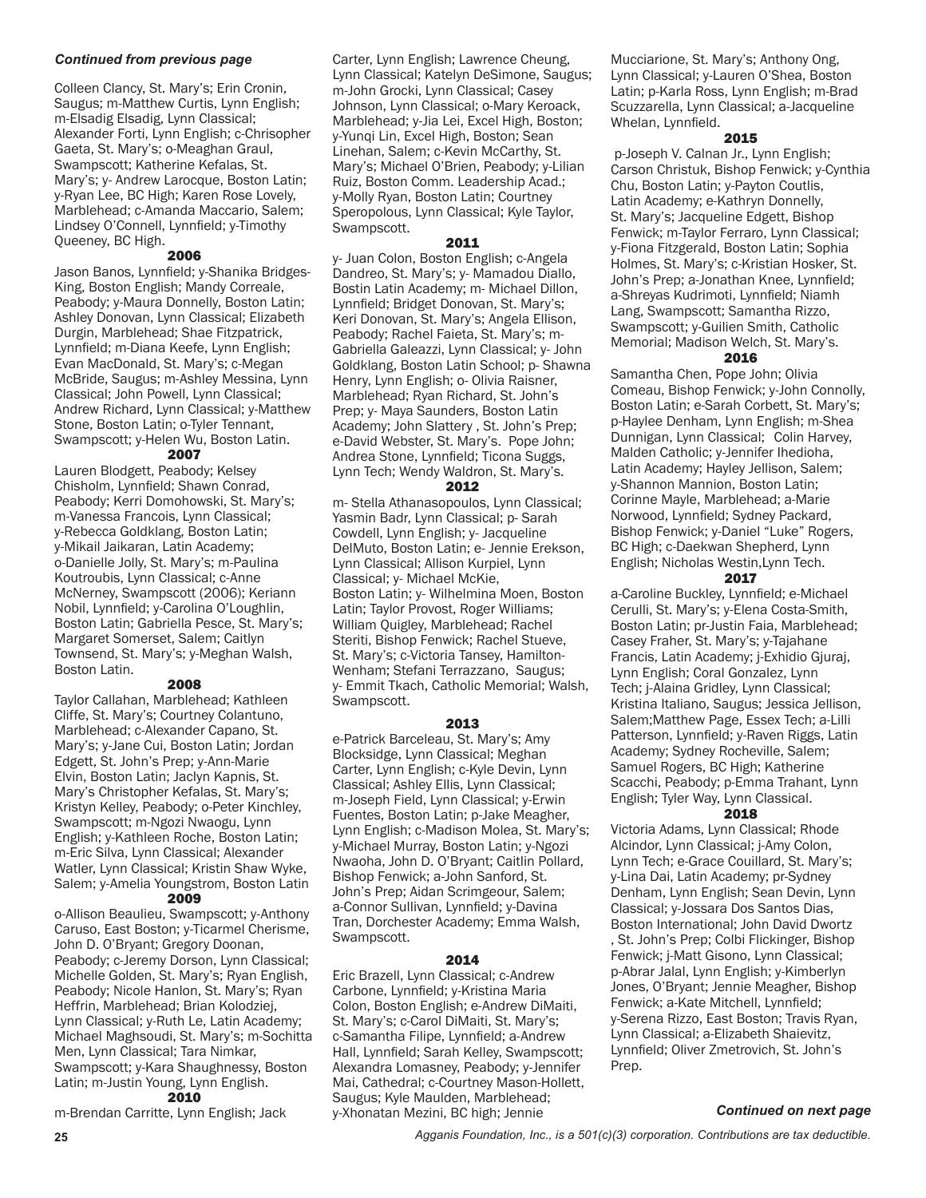*Continued from previous page*

Colleen Clancy, St. Mary's; Erin Cronin, Saugus; m-Matthew Curtis, Lynn English; m-Elsadig Elsadig, Lynn Classical; Alexander Forti, Lynn English; c-Chrisopher Gaeta, St. Mary's; o-Meaghan Graul, Swampscott; Katherine Kefalas, St. Mary's; y- Andrew Larocque, Boston Latin; y-Ryan Lee, BC High; Karen Rose Lovely, Marblehead; c-Amanda Maccario, Salem; Lindsey O'Connell, Lynnfield; y-Timothy Queeney, BC High.

**2006**

Jason Banos, Lynnfield; y-Shanika Bridges-King, Boston English; Mandy Correale, Peabody; y-Maura Donnelly, Boston Latin; Ashley Donovan, Lynn Classical; Elizabeth Durgin, Marblehead; Shae Fitzpatrick, Lynnfield; m-Diana Keefe, Lynn English; Evan MacDonald, St. Mary's; c-Megan McBride, Saugus; m-Ashley Messina, Lynn Classical; John Powell, Lynn Classical; Andrew Richard, Lynn Classical; y-Matthew Stone, Boston Latin; o-Tyler Tennant, Swampscott; y-Helen Wu, Boston Latin.

**2007**

Lauren Blodgett, Peabody; Kelsey Chisholm, Lynnfield; Shawn Conrad, Peabody; Kerri Domohowski, St. Mary's; m-Vanessa Francois, Lynn Classical; y-Rebecca Goldklang, Boston Latin; y-Mikail Jaikaran, Latin Academy; o-Danielle Jolly, St. Mary's; m-Paulina Koutroubis, Lynn Classical; c-Anne McNerney, Swampscott (2006); Keriann Nobil, Lynnfield; y-Carolina O'Loughlin, Boston Latin; Gabriella Pesce, St. Mary's; Margaret Somerset, Salem; Caitlyn Townsend, St. Mary's; y-Meghan Walsh, Boston Latin.

**2008**

Taylor Callahan, Marblehead; Kathleen Cliffe, St. Mary's; Courtney Colantuno, Marblehead; c-Alexander Capano, St. Mary's; y-Jane Cui, Boston Latin; Jordan Edgett, St. John's Prep; y-Ann-Marie Elvin, Boston Latin; Jaclyn Kapnis, St. Mary's Christopher Kefalas, St. Mary's; Kristyn Kelley, Peabody; o-Peter Kinchley, Swampscott; m-Ngozi Nwaogu, Lynn English; y-Kathleen Roche, Boston Latin; m-Eric Silva, Lynn Classical; Alexander Watler, Lynn Classical; Kristin Shaw Wyke, Salem; y-Amelia Youngstrom, Boston Latin

**2009**

o-Allison Beaulieu, Swampscott; y-Anthony Caruso, East Boston; y-Ticarmel Cherisme, John D. O'Bryant; Gregory Doonan, Peabody; c-Jeremy Dorson, Lynn Classical; Michelle Golden, St. Mary's; Ryan English, Peabody; Nicole Hanlon, St. Mary's; Ryan Heffrin, Marblehead; Brian Kolodziej, Lynn Classical; y-Ruth Le, Latin Academy; Michael Maghsoudi, St. Mary's; m-Sochitta Men, Lynn Classical; Tara Nimkar, Swampscott; y-Kara Shaughnessy, Boston Latin; m-Justin Young, Lynn English.

**2010**

m-Brendan Carritte, Lynn English; Jack Carter, Lynn English; Lawrence Cheung, Lynn Classical; Katelyn DeSimone, Saugus; m-John Grocki, Lynn Classical; Casey Johnson, Lynn Classical; o-Mary Keroack, Marblehead; y-Jia Lei, Excel High, Boston; y-Yunqi Lin, Excel High, Boston; Sean Linehan, Salem; c-Kevin McCarthy, St. Mary's; Michael O'Brien, Peabody; y-Lilian Ruiz, Boston Comm. Leadership Acad.; y-Molly Ryan, Boston Latin; Courtney Speropolous, Lynn Classical; Kyle Taylor, Swampscott.

**2011**

y- Juan Colon, Boston English; c-Angela Dandreo, St. Mary's; y- Mamadou Diallo, Bostin Latin Academy; m- Michael Dillon, Lynnfield; Bridget Donovan, St. Mary's; Keri Donovan, St. Mary's; Angela Ellison, Peabody; Rachel Faieta, St. Mary's; m-Gabriella Galeazzi, Lynn Classical; y- John Goldklang, Boston Latin School; p- Shawna Henry, Lynn English; o- Olivia Raisner, Marblehead; Ryan Richard, St. John's Prep; y- Maya Saunders, Boston Latin Academy; John Slattery , St. John's Prep; e-David Webster, St. Mary's. Pope John; Andrea Stone, Lynnfield; Ticona Suggs, Lynn Tech; Wendy Waldron, St. Mary's.

**2012**

m- Stella Athanasopoulos, Lynn Classical; Yasmin Badr, Lynn Classical; p- Sarah Cowdell, Lynn English; y- Jacqueline DelMuto, Boston Latin; e- Jennie Erekson, Lynn Classical; Allison Kurpiel, Lynn Classical; y- Michael McKie, Boston Latin; y- Wilhelmina Moen, Boston Latin; Taylor Provost, Roger Williams; William Quigley, Marblehead; Rachel Steriti, Bishop Fenwick; Rachel Stueve, St. Mary's; c-Victoria Tansey, Hamilton-Wenham; Stefani Terrazzano, Saugus; y- Emmit Tkach, Catholic Memorial; Walsh, Swampscott.

**2013**

e-Patrick Barceleau, St. Mary's; Amy Blocksidge, Lynn Classical; Meghan Carter, Lynn English; c-Kyle Devin, Lynn Classical; Ashley Ellis, Lynn Classical; m-Joseph Field, Lynn Classical; y-Erwin Fuentes, Boston Latin; p-Jake Meagher, Lynn English; c-Madison Molea, St. Mary's; y-Michael Murray, Boston Latin; y-Ngozi Nwaoha, John D. O'Bryant; Caitlin Pollard, Bishop Fenwick; a-John Sanford, St. John's Prep; Aidan Scrimgeour, Salem; a-Connor Sullivan, Lynnfield; y-Davina Tran, Dorchester Academy; Emma Walsh, Swampscott.

**2014**

Eric Brazell, Lynn Classical; c-Andrew Carbone, Lynnfield; y-Kristina Maria Colon, Boston English; e-Andrew DiMaiti, St. Mary's; c-Carol DiMaiti, St. Mary's; c-Samantha Filipe, Lynnfield; a-Andrew Hall, Lynnfield; Sarah Kelley, Swampscott; Alexandra Lomasney, Peabody; y-Jennifer Mai, Cathedral; c-Courtney Mason-Hollett, Saugus; Kyle Maulden, Marblehead; y-Xhonatan Mezini, BC high; Jennie Mucciarione, St. Mary's; Anthony Ong, Lynn Classical; y-Lauren O'Shea, Boston Latin; p-Karla Ross, Lynn English; m-Brad Scuzzarella, Lynn Classical; a-Jacqueline Whelan, Lynnfield.

**2015**

p-Joseph V. Calnan Jr., Lynn English; Carson Christuk, Bishop Fenwick; y-Cynthia Chu, Boston Latin; y-Payton Coutlis, Latin Academy; e-Kathryn Donnelly, St. Mary's; Jacqueline Edgett, Bishop Fenwick; m-Taylor Ferraro, Lynn Classical; y-Fiona Fitzgerald, Boston Latin; Sophia Holmes, St. Mary's; c-Kristian Hosker, St. John's Prep; a-Jonathan Knee, Lynnfield; a-Shreyas Kudrimoti, Lynnfield; Niamh Lang, Swampscott; Samantha Rizzo, Swampscott; y-Guilien Smith, Catholic Memorial; Madison Welch, St. Mary's.

**2016**

Samantha Chen, Pope John; Olivia Comeau, Bishop Fenwick; y-John Connolly, Boston Latin; e-Sarah Corbett, St. Mary's; p-Haylee Denham, Lynn English; m-Shea Dunnigan, Lynn Classical; Colin Harvey, Malden Catholic; y-Jennifer Ihedioha, Latin Academy; Hayley Jellison, Salem; y-Shannon Mannion, Boston Latin; Corinne Mayle, Marblehead; a-Marie Norwood, Lynnfield; Sydney Packard, Bishop Fenwick; y-Daniel "Luke" Rogers, BC High; c-Daekwan Shepherd, Lynn English; Nicholas Westin,Lynn Tech.

**2017**

a-Caroline Buckley, Lynnfield; e-Michael Cerulli, St. Mary's; y-Elena Costa-Smith, Boston Latin; pr-Justin Faia, Marblehead; Casey Fraher, St. Mary's; y-Tajahane Francis, Latin Academy; j-Exhidio Gjuraj, Lynn English; Coral Gonzalez, Lynn Tech; j-Alaina Gridley, Lynn Classical; Kristina Italiano, Saugus; Jessica Jellison, Salem;Matthew Page, Essex Tech; a-Lilli Patterson, Lynnfield; y-Raven Riggs, Latin Academy; Sydney Rocheville, Salem; Samuel Rogers, BC High; Katherine Scacchi, Peabody; p-Emma Trahant, Lynn English; Tyler Way, Lynn Classical.

**2018**

Victoria Adams, Lynn Classical; Rhode Alcindor, Lynn Classical; j-Amy Colon, Lynn Tech; e-Grace Couillard, St. Mary's; y-Lina Dai, Latin Academy; pr-Sydney Denham, Lynn English; Sean Devin, Lynn Classical; y-Jossara Dos Santos Dias, Boston International; John David Dwortz , St. John's Prep; Colbi Flickinger, Bishop Fenwick; j-Matt Gisono, Lynn Classical; p-Abrar Jalal, Lynn English; y-Kimberlyn Jones, O'Bryant; Jennie Meagher, Bishop Fenwick; a-Kate Mitchell, Lynnfield; y-Serena Rizzo, East Boston; Travis Ryan, Lynn Classical; a-Elizabeth Shaievitz, Lynnfield; Oliver Zmetrovich, St. John's Prep.

*Continued on next page*

*Agganis Foundation, Inc., is a 501(c)(3) corporation. Contributions are tax deductible.*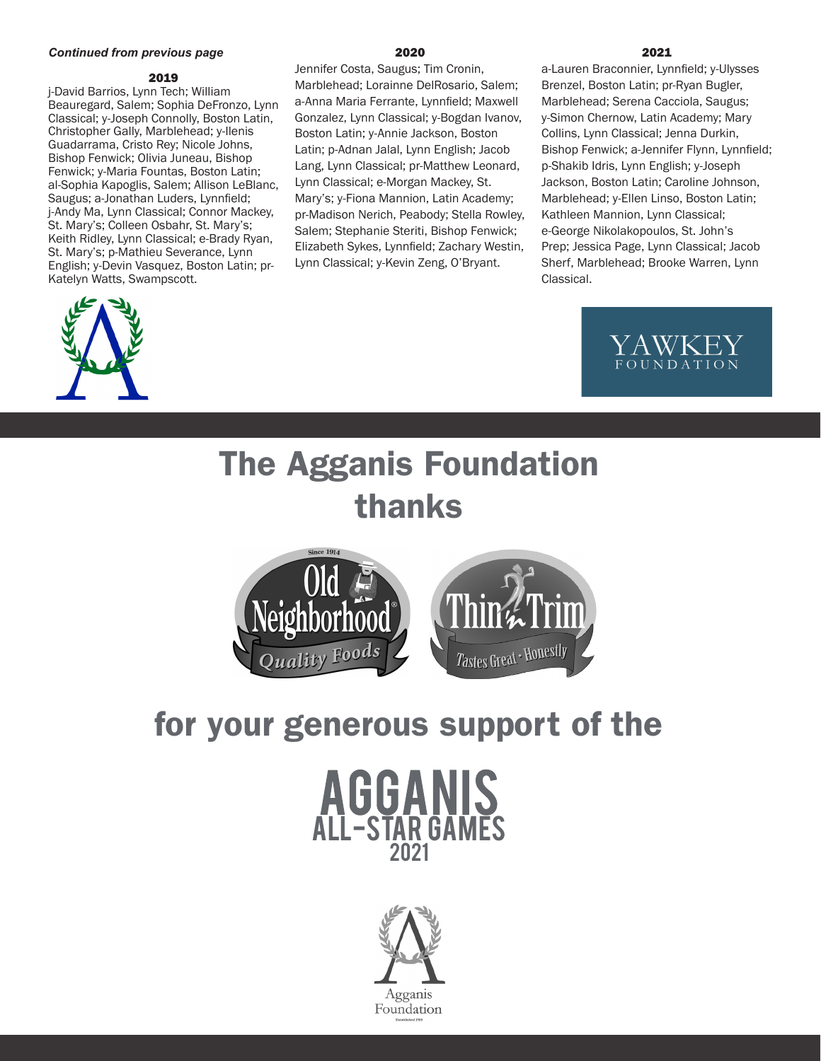*Continued from previous page*

### 2019

j-David Barrios, Lynn Tech; William Beauregard, Salem; Sophia DeFronzo, Lynn Classical; y-Joseph Connolly, Boston Latin, Christopher Gally, Marblehead; y-Ilenis Guadarrama, Cristo Rey; Nicole Johns, Bishop Fenwick; Olivia Juneau, Bishop Fenwick; y-Maria Fountas, Boston Latin; al-Sophia Kapoglis, Salem; Allison LeBlanc, Saugus; a-Jonathan Luders, Lynnfield; j-Andy Ma, Lynn Classical; Connor Mackey, St. Mary's; Colleen Osbahr, St. Mary's; Keith Ridley, Lynn Classical; e-Brady Ryan, St. Mary's; p-Mathieu Severance, Lynn English; y-Devin Vasquez, Boston Latin; pr-Katelyn Watts, Swampscott.

### 2020

Jennifer Costa, Saugus; Tim Cronin, Marblehead; Lorainne DelRosario, Salem; a-Anna Maria Ferrante, Lynnfield; Maxwell Gonzalez, Lynn Classical; y-Bogdan Ivanov, Boston Latin; y-Annie Jackson, Boston Latin; p-Adnan Jalal, Lynn English; Jacob Lang, Lynn Classical; pr-Matthew Leonard, Lynn Classical; e-Morgan Mackey, St. Mary's; y-Fiona Mannion, Latin Academy; pr-Madison Nerich, Peabody; Stella Rowley, Salem; Stephanie Steriti, Bishop Fenwick; Elizabeth Sykes, Lynnfield; Zachary Westin, Lynn Classical; y-Kevin Zeng, O'Bryant.

### 2021

a-Lauren Braconnier, Lynnfield; y-Ulysses Brenzel, Boston Latin; pr-Ryan Bugler, Marblehead; Serena Cacciola, Saugus; y-Simon Chernow, Latin Academy; Mary Collins, Lynn Classical; Jenna Durkin, Bishop Fenwick; a-Jennifer Flynn, Lynnfield; p-Shakib Idris, Lynn English; y-Joseph Jackson, Boston Latin; Caroline Johnson, Marblehead; y-Ellen Linso, Boston Latin; Kathleen Mannion, Lynn Classical; e-George Nikolakopoulos, St. John's Prep; Jessica Page, Lynn Classical; Jacob Sherf, Marblehead; Brooke Warren, Lynn Classical.

YAWKEY FOUNDATION

# The Agganis Foundation thanks

Old Neighborhood® Quality Foods — Since 1914

Thin 'n Trim — Tastes Great · Honestly

# for your generous support of the

# AGGANIS ALL-STAR GAMES 2021

Agganis Foundation